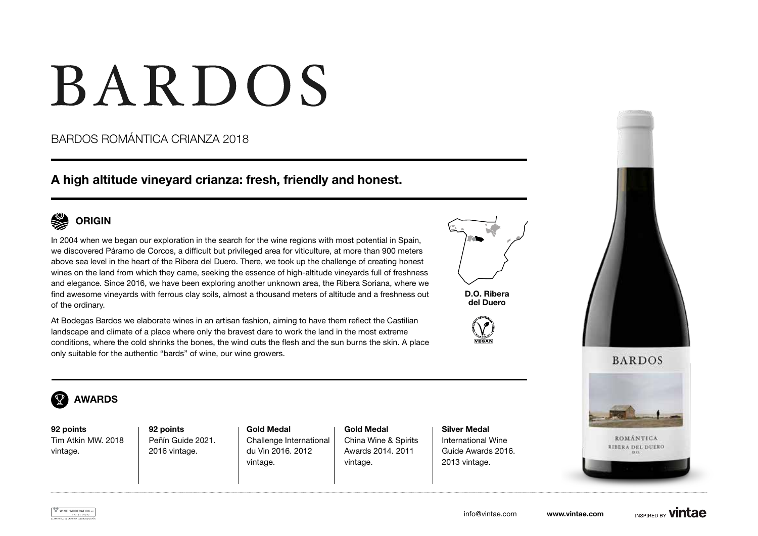# BARDOS

BARDOS ROMÁNTICA CRIANZA 2018

## A high altitude vineyard crianza: fresh, friendly and honest.

### ORIGIN

In 2004 when we began our exploration in the search for the wine regions with most potential in Spain, we discovered Páramo de Corcos, a difficult but privileged area for viticulture, at more than 900 meters above sea level in the heart of the Ribera del Duero. There, we took up the challenge of creating honest wines on the land from which they came, seeking the essence of high-altitude vineyards full of freshness and elegance. Since 2016, we have been exploring another unknown area, the Ribera Soriana, where we find awesome vineyards with ferrous clay soils, almost a thousand meters of altitude and a freshness out of the ordinary.

At Bodegas Bardos we elaborate wines in an artisan fashion, aiming to have them reflect the Castilian landscape and climate of a place where only the bravest dare to work the land in the most extreme conditions, where the cold shrinks the bones, the wind cuts the flesh and the sun burns the skin. A place only suitable for the authentic "bards" of wine, our wine growers.

**D.O. Ribera del Duero**

VEGAN

### AWARDS

| **92 points** | **92 points** | **Gold Medal** | **Gold Medal** | **Silver Medal** |
|---|---|---|---|---|
| Tim Atkin MW. 2018 vintage. | Peñín Guide 2021. 2016 vintage. | Challenge International du Vin 2016. 2012 vintage. | China Wine & Spirits Awards 2014. 2011 vintage. | International Wine Guide Awards 2016. 2013 vintage. |

info@vintae.com **www.vintae.com** INSPIRED BY **vintae**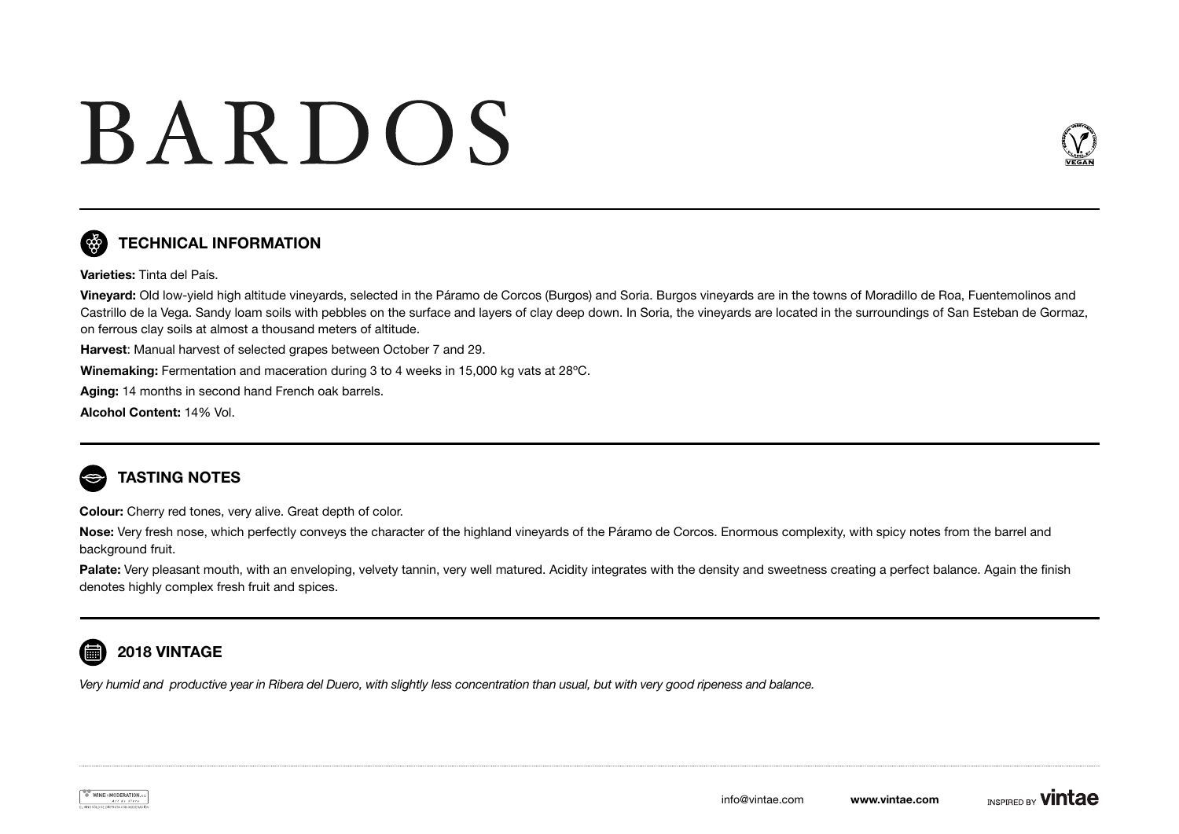# BARDOS

VEGAN

## TECHNICAL INFORMATION

**Varieties:** Tinta del País.

**Vineyard:** Old low-yield high altitude vineyards, selected in the Páramo de Corcos (Burgos) and Soria. Burgos vineyards are in the towns of Moradillo de Roa, Fuentemolinos and Castrillo de la Vega. Sandy loam soils with pebbles on the surface and layers of clay deep down. In Soria, the vineyards are located in the surroundings of San Esteban de Gormaz, on ferrous clay soils at almost a thousand meters of altitude.

**Harvest**: Manual harvest of selected grapes between October 7 and 29.

**Winemaking:** Fermentation and maceration during 3 to 4 weeks in 15,000 kg vats at 28ºC.

**Aging:** 14 months in second hand French oak barrels.

**Alcohol Content:** 14% Vol.

## TASTING NOTES

**Colour:** Cherry red tones, very alive. Great depth of color.

**Nose:** Very fresh nose, which perfectly conveys the character of the highland vineyards of the Páramo de Corcos. Enormous complexity, with spicy notes from the barrel and background fruit.

**Palate:** Very pleasant mouth, with an enveloping, velvety tannin, very well matured. Acidity integrates with the density and sweetness creating a perfect balance. Again the finish denotes highly complex fresh fruit and spices.

## 2018 VINTAGE

*Very humid and productive year in Ribera del Duero, with slightly less concentration than usual, but with very good ripeness and balance.*

info@vintae.com **www.vintae.com** INSPIRED BY **vintae**